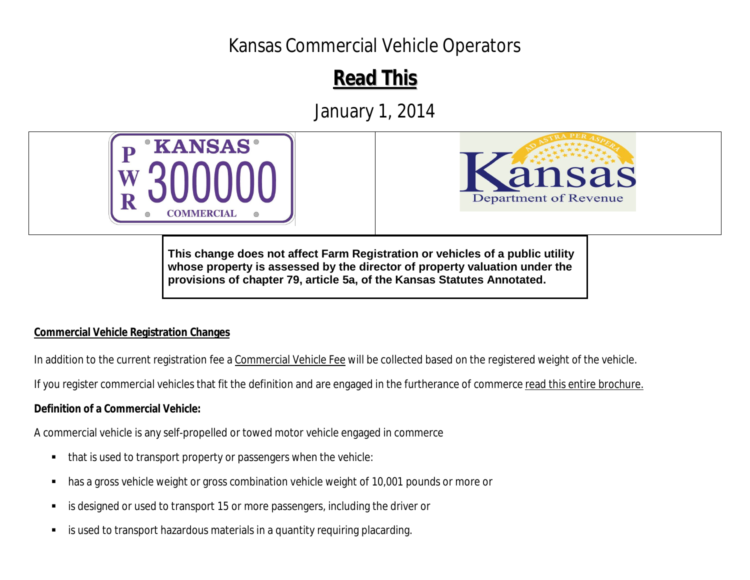# Kansas Commercial Vehicle Operators

## Read This

January 1, 2014

**This change does not affect Farm Registration or vehicles of a public utility whose property is assessed by the director of property valuation under the provisions of chapter 79, article 5a, of the Kansas Statutes Annotated.**

### Commercial Vehicle Registration Changes

In addition to the current registration fee a Commercial Vehicle Fee will be collected based on the registered weight of the vehicle.

If you register commercial vehicles that fit the definition and are engaged in the furtherance of commerce read this entire brochure.

**Definition of a Commercial Vehicle:**

A commercial vehicle is any self-propelled or towed motor vehicle engaged in commerce

- that is used to transport property or passengers when the vehicle:
- has a gross vehicle weight or gross combination vehicle weight of 10,001 pounds or more or
- is designed or used to transport 15 or more passengers, including the driver or
- is used to transport hazardous materials in a quantity requiring placarding.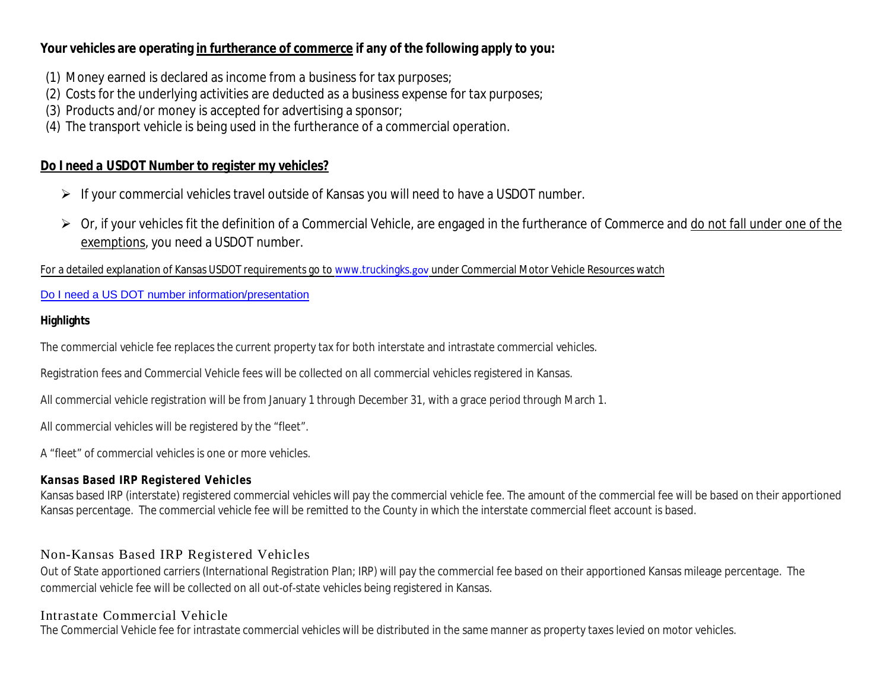**Your vehicles are operating <u>in furtherance of commerce</u> if any of the following apply to you:**

1. Money earned is declared as income from a business for tax purposes;
2. Costs for the underlying activities are deducted as a business expense for tax purposes;
3. Products and/or money is accepted for advertising a sponsor;
4. The transport vehicle is being used in the furtherance of a commercial operation.

## <u>Do I need a USDOT Number to register my vehicles?</u>

- If your commercial vehicles travel outside of Kansas you will need to have a USDOT number.
- Or, if your vehicles fit the definition of a Commercial Vehicle, are engaged in the furtherance of Commerce and <u>do not fall under one of the exemptions</u>, you need a USDOT number.

For a detailed explanation of Kansas USDOT requirements go to www.truckingks.gov under Commercial Motor Vehicle Resources watch

Do I need a US DOT number information/presentation

**Highlights**

The commercial vehicle fee replaces the current property tax for both interstate and intrastate commercial vehicles.

Registration fees and Commercial Vehicle fees will be collected on all commercial vehicles registered in Kansas.

All commercial vehicle registration will be from January 1 through December 31, with a grace period through March 1.

All commercial vehicles will be registered by the "fleet".

A "fleet" of commercial vehicles is one or more vehicles.

### Kansas Based IRP Registered Vehicles

Kansas based IRP (interstate) registered commercial vehicles will pay the commercial vehicle fee. The amount of the commercial fee will be based on their apportioned Kansas percentage. The commercial vehicle fee will be remitted to the County in which the interstate commercial fleet account is based.

### Non-Kansas Based IRP Registered Vehicles

Out of State apportioned carriers (International Registration Plan; IRP) will pay the commercial fee based on their apportioned Kansas mileage percentage. The commercial vehicle fee will be collected on all out-of-state vehicles being registered in Kansas.

### Intrastate Commercial Vehicle

The Commercial Vehicle fee for intrastate commercial vehicles will be distributed in the same manner as property taxes levied on motor vehicles.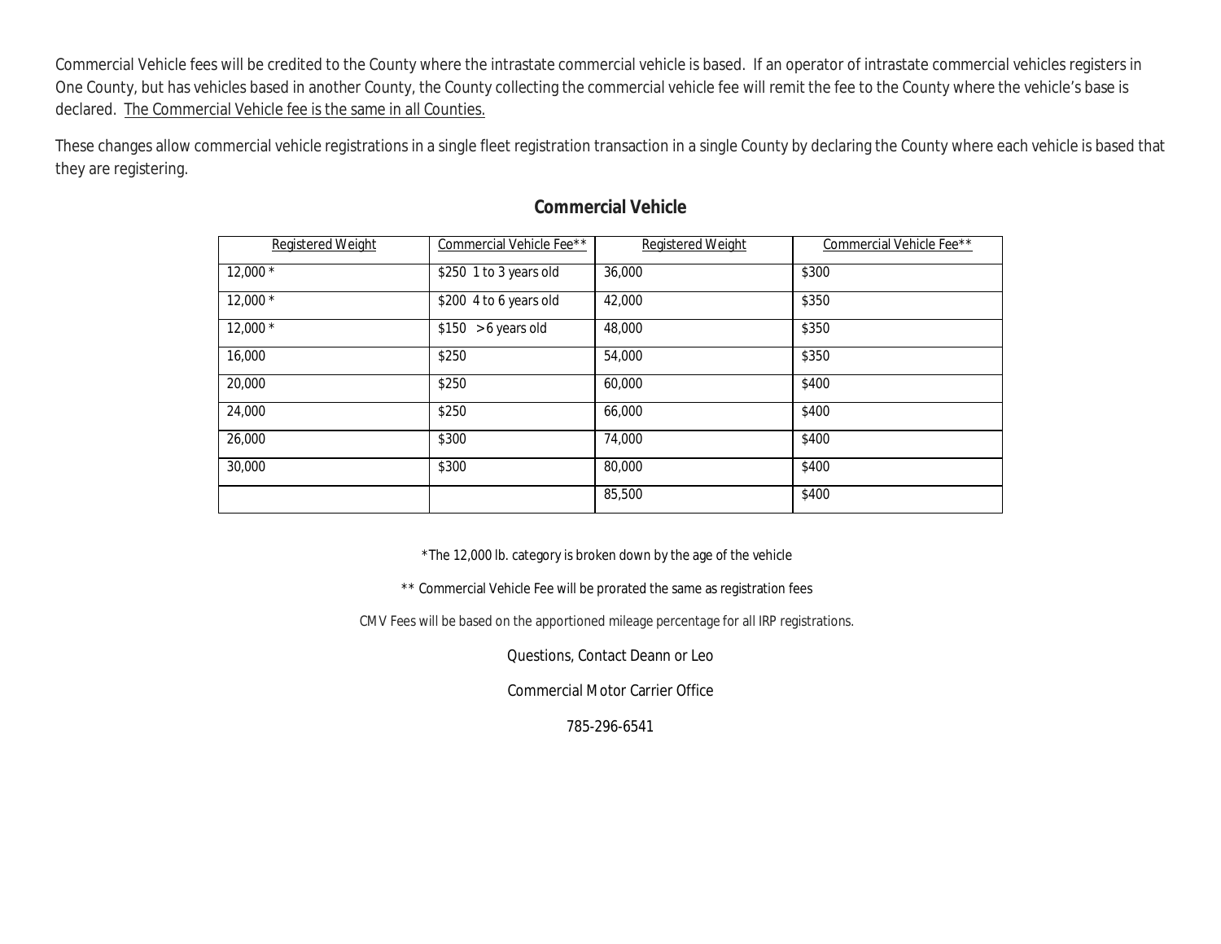Commercial Vehicle fees will be credited to the County where the intrastate commercial vehicle is based. If an operator of intrastate commercial vehicles registers in One County, but has vehicles based in another County, the County collecting the commercial vehicle fee will remit the fee to the County where the vehicle's base is declared. The Commercial Vehicle fee is the same in all Counties.

These changes allow commercial vehicle registrations in a single fleet registration transaction in a single County by declaring the County where each vehicle is based that they are registering.

## Commercial Vehicle

| Registered Weight | Commercial Vehicle Fee** | Registered Weight | Commercial Vehicle Fee** |
|---|---|---|---|
| 12,000 * | $250 1 to 3 years old | 36,000 | $300 |
| 12,000 * | $200 4 to 6 years old | 42,000 | $350 |
| 12,000 * | $150 >6 years old | 48,000 | $350 |
| 16,000 | $250 | 54,000 | $350 |
| 20,000 | $250 | 60,000 | $400 |
| 24,000 | $250 | 66,000 | $400 |
| 26,000 | $300 | 74,000 | $400 |
| 30,000 | $300 | 80,000 | $400 |
| | | 85,500 | $400 |

*The 12,000 lb. category is broken down by the age of the vehicle

** Commercial Vehicle Fee will be prorated the same as registration fees

CMV Fees will be based on the apportioned mileage percentage for all IRP registrations.

Questions, Contact Deann or Leo

Commercial Motor Carrier Office

785-296-6541